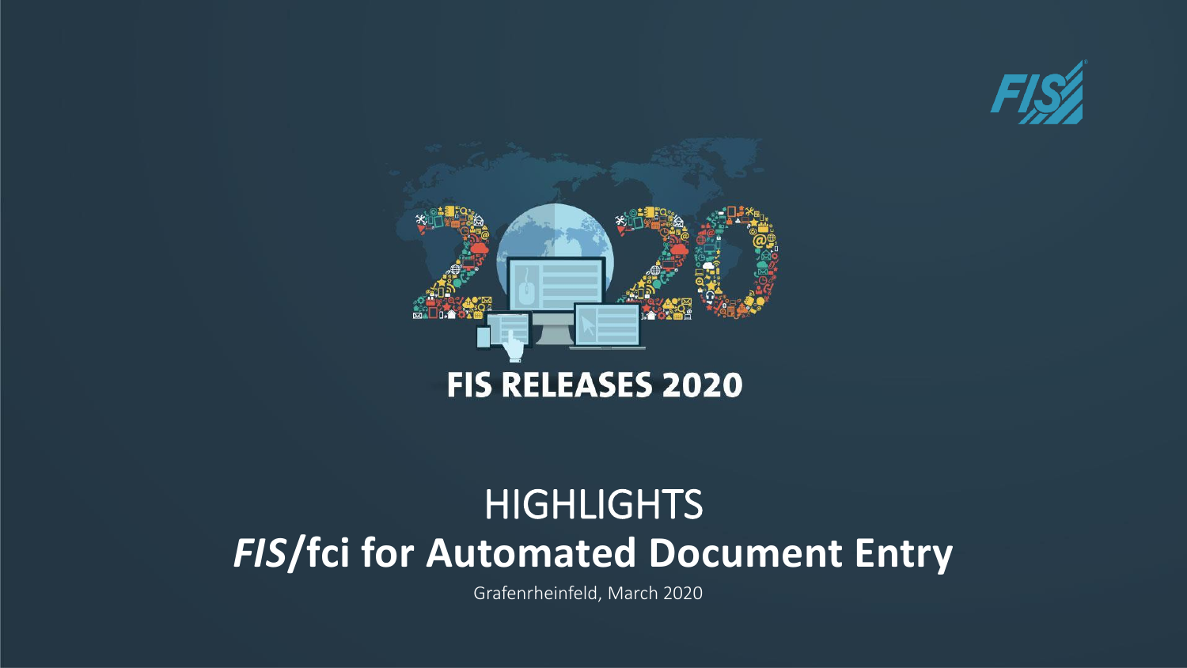# FIS RELEASES 2020

## HIGHLIGHTS

## *FIS*/fci for Automated Document Entry

Grafenrheinfeld, March 2020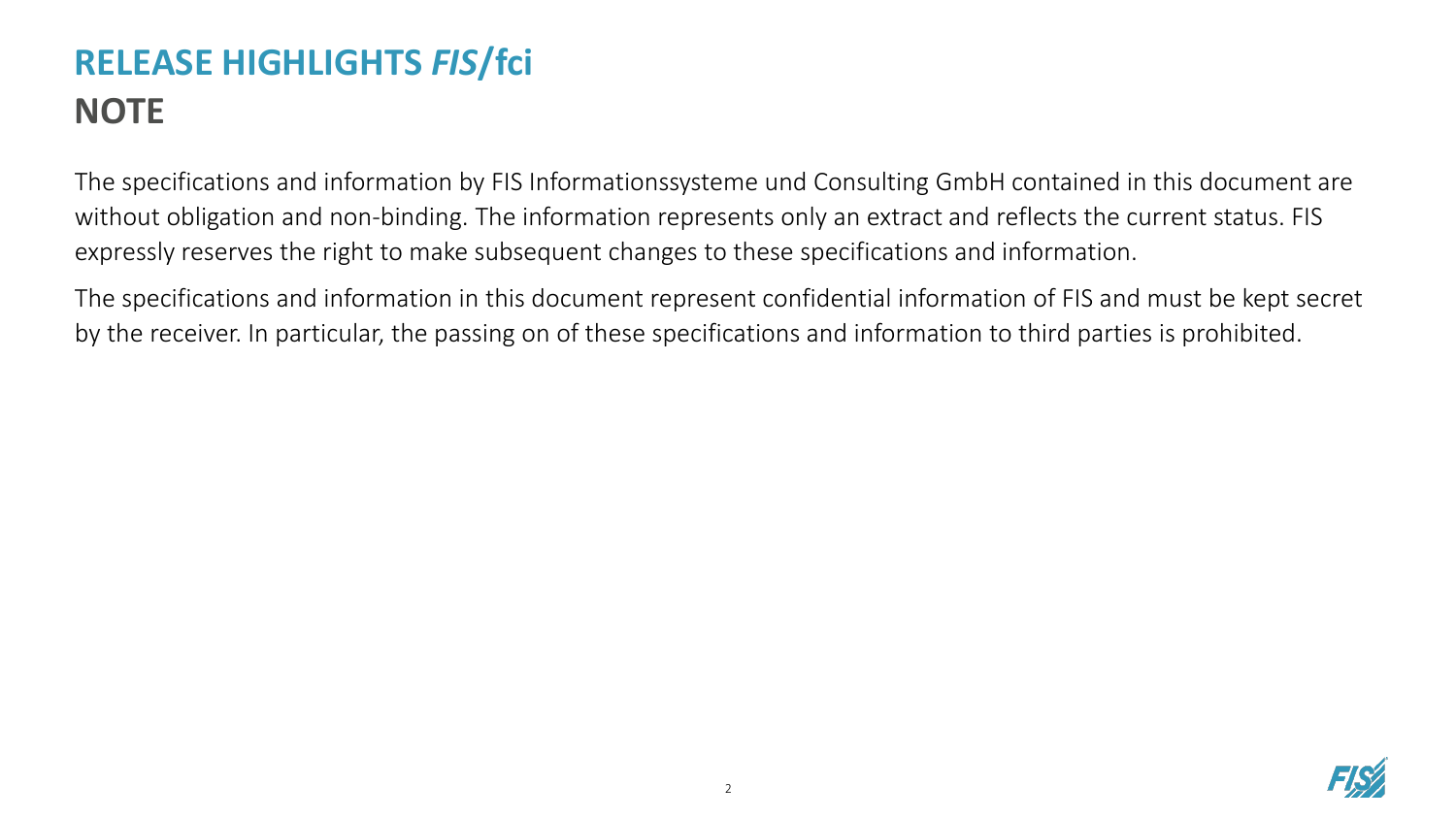# RELEASE HIGHLIGHTS *FIS*/fci

## NOTE

The specifications and information by FIS Informationssysteme und Consulting GmbH contained in this document are without obligation and non-binding. The information represents only an extract and reflects the current status. FIS expressly reserves the right to make subsequent changes to these specifications and information.

The specifications and information in this document represent confidential information of FIS and must be kept secret by the receiver. In particular, the passing on of these specifications and information to third parties is prohibited.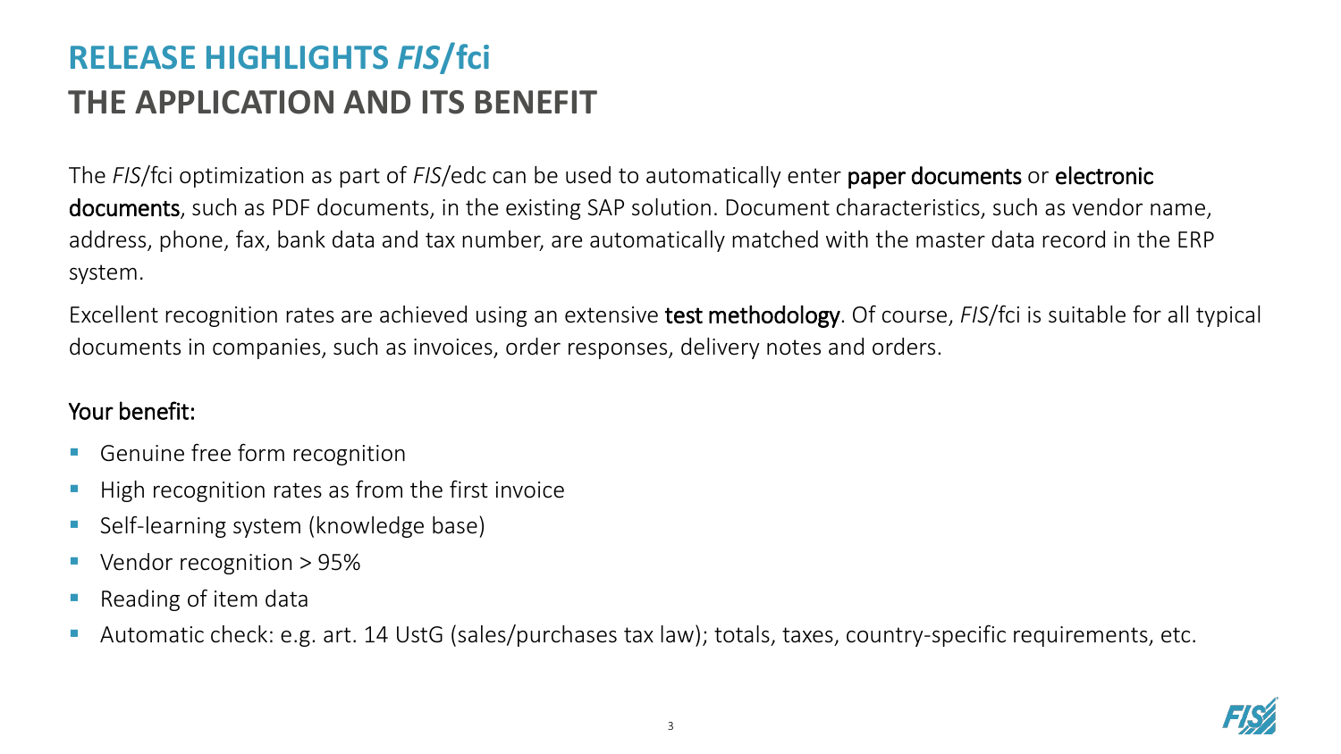# RELEASE HIGHLIGHTS *FIS*/fci

## THE APPLICATION AND ITS BENEFIT

The *FIS*/fci optimization as part of *FIS*/edc can be used to automatically enter paper documents or electronic documents, such as PDF documents, in the existing SAP solution. Document characteristics, such as vendor name, address, phone, fax, bank data and tax number, are automatically matched with the master data record in the ERP system.

Excellent recognition rates are achieved using an extensive test methodology. Of course, *FIS*/fci is suitable for all typical documents in companies, such as invoices, order responses, delivery notes and orders.

Your benefit:

- Genuine free form recognition
- High recognition rates as from the first invoice
- Self-learning system (knowledge base)
- Vendor recognition > 95%
- Reading of item data
- Automatic check: e.g. art. 14 UstG (sales/purchases tax law); totals, taxes, country-specific requirements, etc.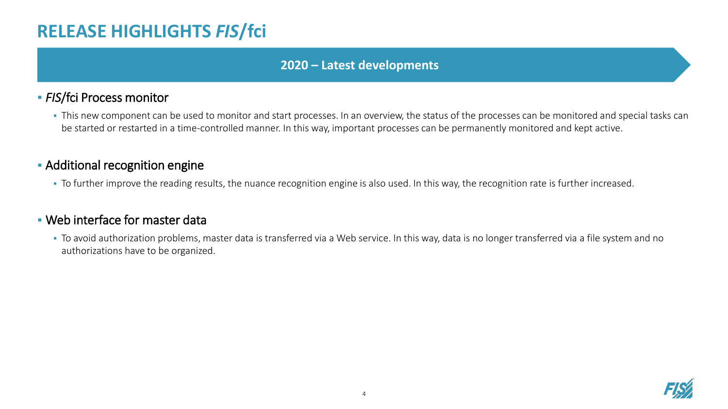# RELEASE HIGHLIGHTS *FIS*/fci

## 2020 – Latest developments

- *FIS*/fci Process monitor
  - This new component can be used to monitor and start processes. In an overview, the status of the processes can be monitored and special tasks can be started or restarted in a time-controlled manner. In this way, important processes can be permanently monitored and kept active.

- Additional recognition engine
  - To further improve the reading results, the nuance recognition engine is also used. In this way, the recognition rate is further increased.

- Web interface for master data
  - To avoid authorization problems, master data is transferred via a Web service. In this way, data is no longer transferred via a file system and no authorizations have to be organized.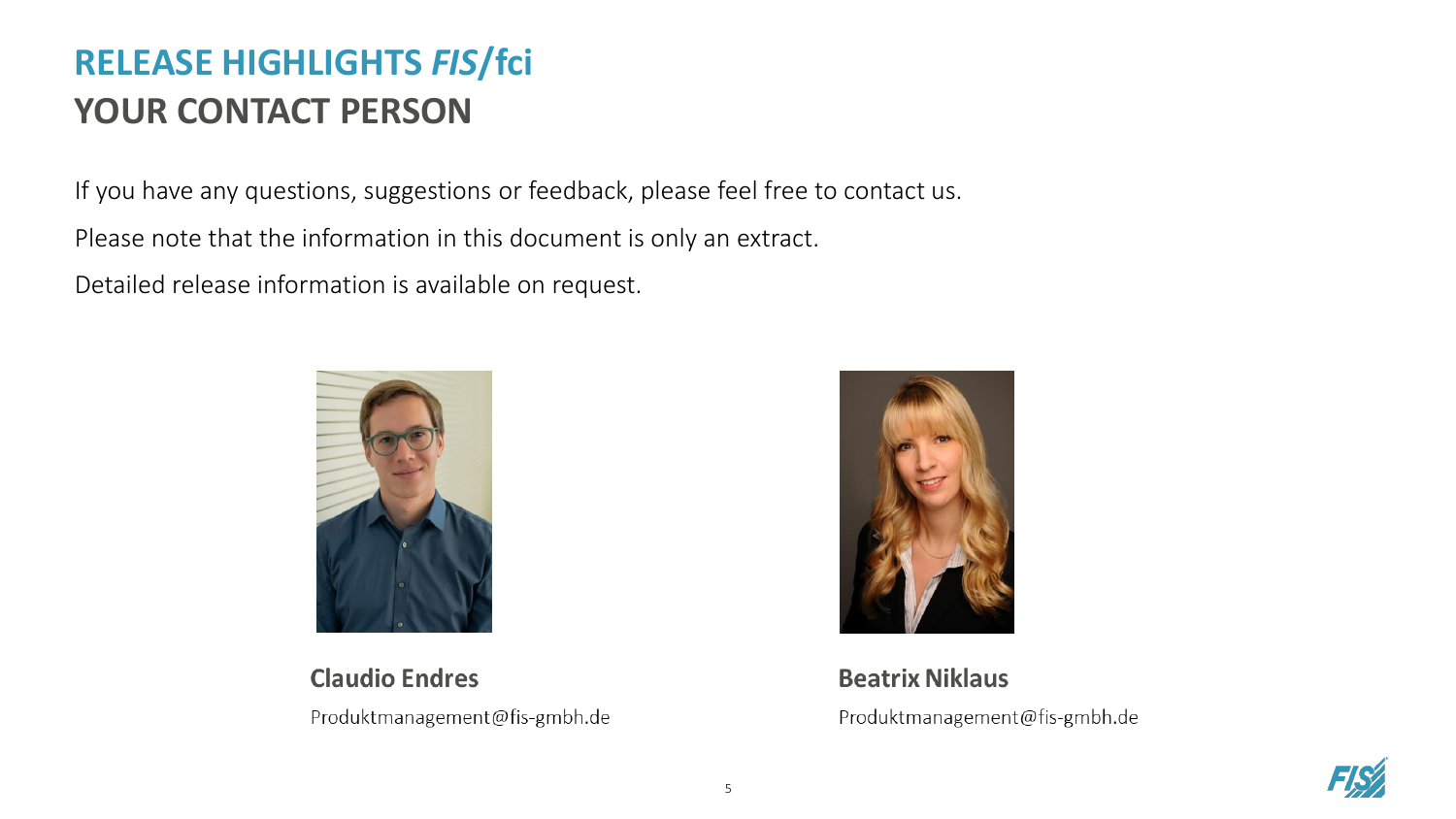# RELEASE HIGHLIGHTS *FIS*/fci

## YOUR CONTACT PERSON

If you have any questions, suggestions or feedback, please feel free to contact us.

Please note that the information in this document is only an extract.

Detailed release information is available on request.

**Claudio Endres**

Produktmanagement@fis-gmbh.de

**Beatrix Niklaus**

Produktmanagement@fis-gmbh.de